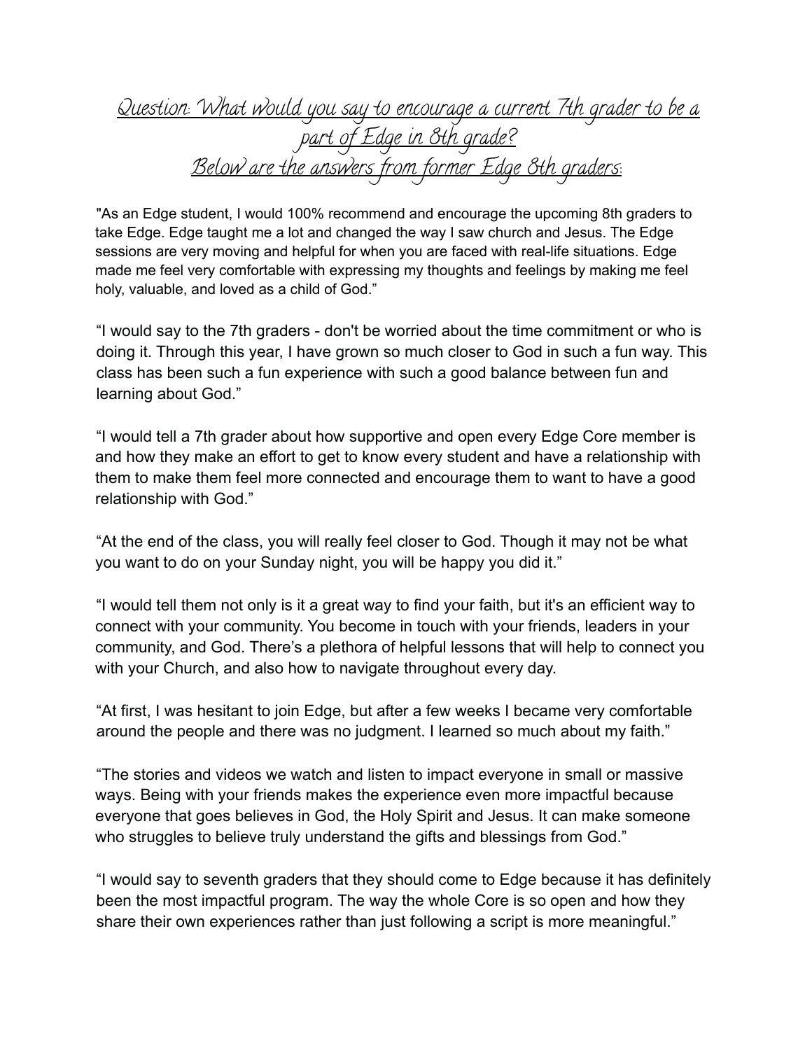# *Question: What would you say to encourage a current 7th grader to be a part of Edge in 8th grade?*
# *Below are the answers from former Edge 8th graders:*

"As an Edge student, I would 100% recommend and encourage the upcoming 8th graders to take Edge. Edge taught me a lot and changed the way I saw church and Jesus. The Edge sessions are very moving and helpful for when you are faced with real-life situations. Edge made me feel very comfortable with expressing my thoughts and feelings by making me feel holy, valuable, and loved as a child of God."

"I would say to the 7th graders - don't be worried about the time commitment or who is doing it. Through this year, I have grown so much closer to God in such a fun way. This class has been such a fun experience with such a good balance between fun and learning about God."

"I would tell a 7th grader about how supportive and open every Edge Core member is and how they make an effort to get to know every student and have a relationship with them to make them feel more connected and encourage them to want to have a good relationship with God."

"At the end of the class, you will really feel closer to God. Though it may not be what you want to do on your Sunday night, you will be happy you did it."

"I would tell them not only is it a great way to find your faith, but it's an efficient way to connect with your community. You become in touch with your friends, leaders in your community, and God. There's a plethora of helpful lessons that will help to connect you with your Church, and also how to navigate throughout every day.

"At first, I was hesitant to join Edge, but after a few weeks I became very comfortable around the people and there was no judgment. I learned so much about my faith."

"The stories and videos we watch and listen to impact everyone in small or massive ways. Being with your friends makes the experience even more impactful because everyone that goes believes in God, the Holy Spirit and Jesus. It can make someone who struggles to believe truly understand the gifts and blessings from God."

"I would say to seventh graders that they should come to Edge because it has definitely been the most impactful program. The way the whole Core is so open and how they share their own experiences rather than just following a script is more meaningful."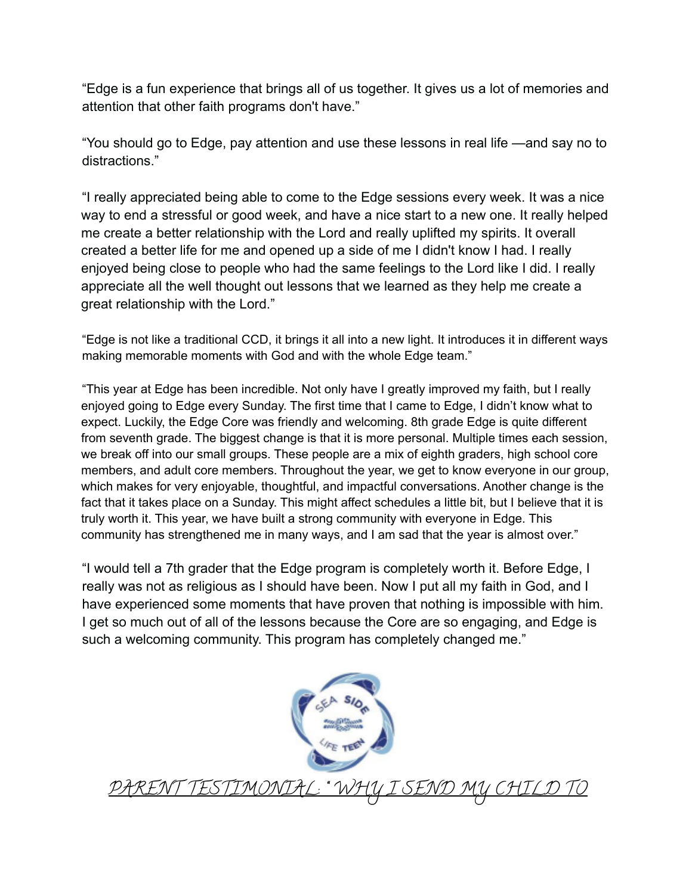"Edge is a fun experience that brings all of us together. It gives us a lot of memories and attention that other faith programs don't have."

"You should go to Edge, pay attention and use these lessons in real life —and say no to distractions."

"I really appreciated being able to come to the Edge sessions every week. It was a nice way to end a stressful or good week, and have a nice start to a new one. It really helped me create a better relationship with the Lord and really uplifted my spirits. It overall created a better life for me and opened up a side of me I didn't know I had. I really enjoyed being close to people who had the same feelings to the Lord like I did. I really appreciate all the well thought out lessons that we learned as they help me create a great relationship with the Lord."

"Edge is not like a traditional CCD, it brings it all into a new light. It introduces it in different ways making memorable moments with God and with the whole Edge team."

"This year at Edge has been incredible. Not only have I greatly improved my faith, but I really enjoyed going to Edge every Sunday. The first time that I came to Edge, I didn't know what to expect. Luckily, the Edge Core was friendly and welcoming. 8th grade Edge is quite different from seventh grade. The biggest change is that it is more personal. Multiple times each session, we break off into our small groups. These people are a mix of eighth graders, high school core members, and adult core members. Throughout the year, we get to know everyone in our group, which makes for very enjoyable, thoughtful, and impactful conversations. Another change is the fact that it takes place on a Sunday. This might affect schedules a little bit, but I believe that it is truly worth it. This year, we have built a strong community with everyone in Edge. This community has strengthened me in many ways, and I am sad that the year is almost over."

"I would tell a 7th grader that the Edge program is completely worth it. Before Edge, I really was not as religious as I should have been. Now I put all my faith in God, and I have experienced some moments that have proven that nothing is impossible with him. I get so much out of all of the lessons because the Core are so engaging, and Edge is such a welcoming community. This program has completely changed me."

SEA SIDE LIFE TEEN

## PARENT TESTIMONIAL: "WHY I SEND MY CHILD TO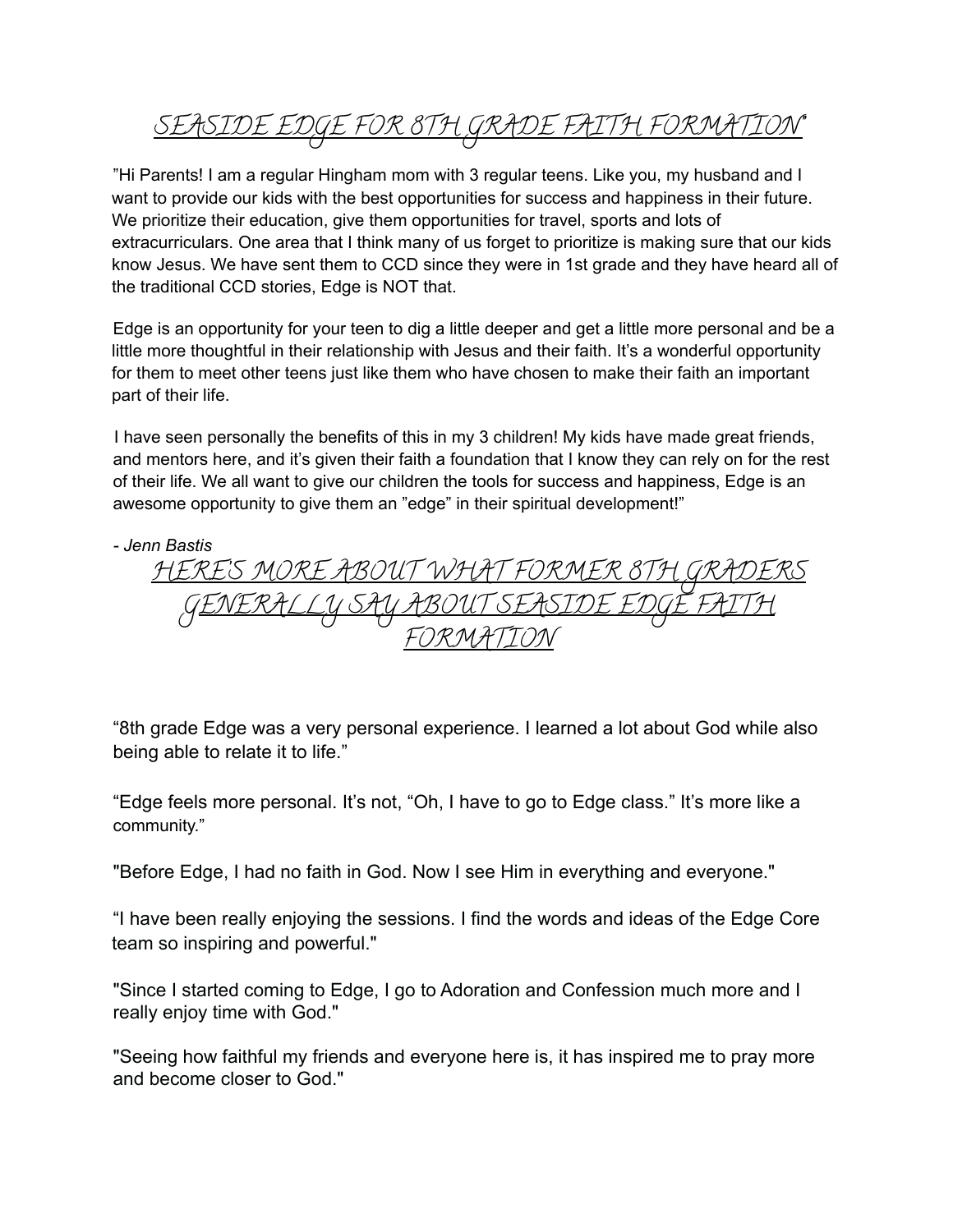# SEASIDE EDGE FOR 8TH GRADE FAITH FORMATION"

"Hi Parents! I am a regular Hingham mom with 3 regular teens. Like you, my husband and I want to provide our kids with the best opportunities for success and happiness in their future. We prioritize their education, give them opportunities for travel, sports and lots of extracurriculars. One area that I think many of us forget to prioritize is making sure that our kids know Jesus. We have sent them to CCD since they were in 1st grade and they have heard all of the traditional CCD stories, Edge is NOT that.

Edge is an opportunity for your teen to dig a little deeper and get a little more personal and be a little more thoughtful in their relationship with Jesus and their faith. It's a wonderful opportunity for them to meet other teens just like them who have chosen to make their faith an important part of their life.

I have seen personally the benefits of this in my 3 children! My kids have made great friends, and mentors here, and it's given their faith a foundation that I know they can rely on for the rest of their life. We all want to give our children the tools for success and happiness, Edge is an awesome opportunity to give them an "edge" in their spiritual development!"

*- Jenn Bastis*

# HERE'S MORE ABOUT WHAT FORMER 8TH GRADERS GENERALLY SAY ABOUT SEASIDE EDGE FAITH FORMATION

"8th grade Edge was a very personal experience. I learned a lot about God while also being able to relate it to life."

"Edge feels more personal. It's not, "Oh, I have to go to Edge class." It's more like a community."

"Before Edge, I had no faith in God. Now I see Him in everything and everyone."

"I have been really enjoying the sessions. I find the words and ideas of the Edge Core team so inspiring and powerful."

"Since I started coming to Edge, I go to Adoration and Confession much more and I really enjoy time with God."

"Seeing how faithful my friends and everyone here is, it has inspired me to pray more and become closer to God."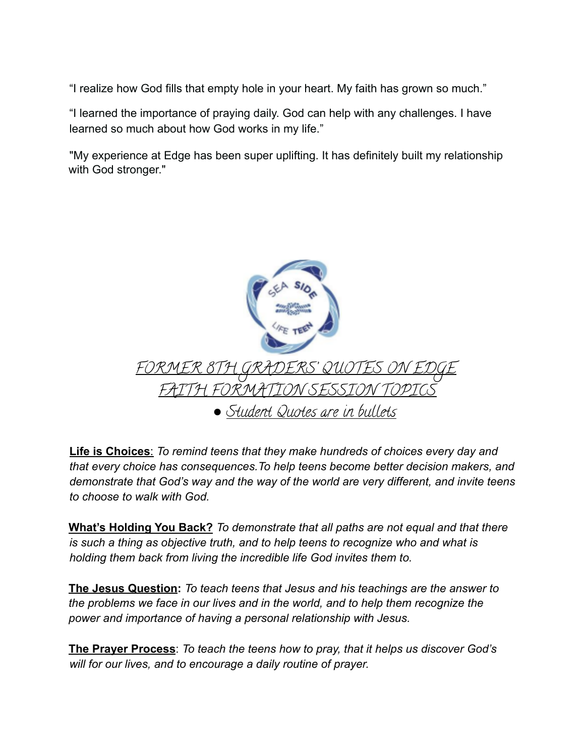"I realize how God fills that empty hole in your heart. My faith has grown so much."

"I learned the importance of praying daily. God can help with any challenges. I have learned so much about how God works in my life."

"My experience at Edge has been super uplifting. It has definitely built my relationship with God stronger."

SEA SIDE LIFE TEEN

## FORMER 8TH GRADERS' QUOTES ON EDGE
## FAITH FORMATION SESSION TOPICS

- Student Quotes are in bullets

**Life is Choices**: *To remind teens that they make hundreds of choices every day and that every choice has consequences.To help teens become better decision makers, and demonstrate that God's way and the way of the world are very different, and invite teens to choose to walk with God.*

**What's Holding You Back?** *To demonstrate that all paths are not equal and that there is such a thing as objective truth, and to help teens to recognize who and what is holding them back from living the incredible life God invites them to.*

**The Jesus Question:** *To teach teens that Jesus and his teachings are the answer to the problems we face in our lives and in the world, and to help them recognize the power and importance of having a personal relationship with Jesus.*

**The Prayer Process**: *To teach the teens how to pray, that it helps us discover God's will for our lives, and to encourage a daily routine of prayer.*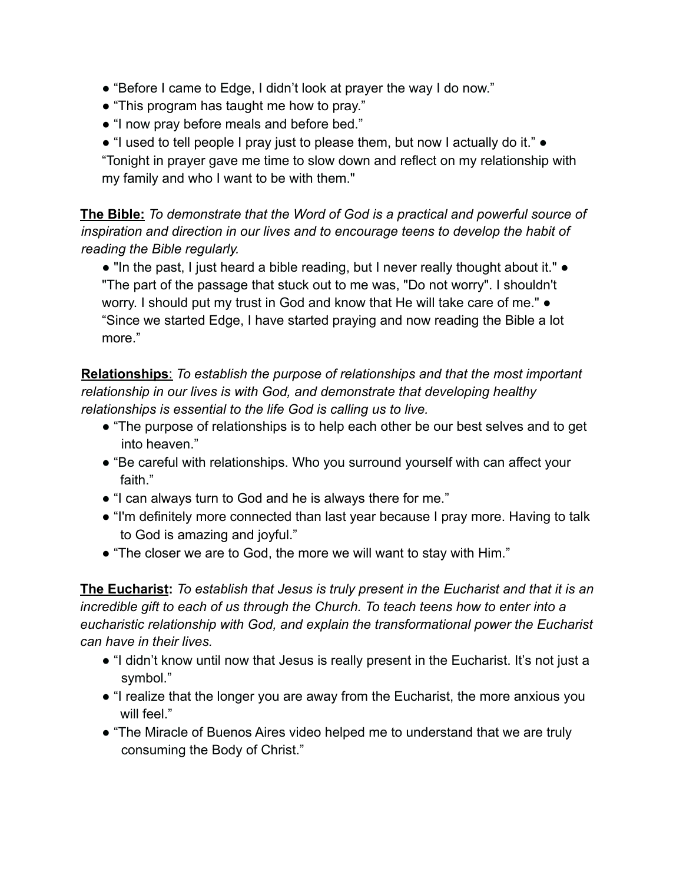- "Before I came to Edge, I didn't look at prayer the way I do now."
- "This program has taught me how to pray."
- "I now pray before meals and before bed."
- "I used to tell people I pray just to please them, but now I actually do it."
- "Tonight in prayer gave me time to slow down and reflect on my relationship with my family and who I want to be with them."

**The Bible:** *To demonstrate that the Word of God is a practical and powerful source of inspiration and direction in our lives and to encourage teens to develop the habit of reading the Bible regularly.*

- "In the past, I just heard a bible reading, but I never really thought about it."
- "The part of the passage that stuck out to me was, "Do not worry". I shouldn't worry. I should put my trust in God and know that He will take care of me."
- "Since we started Edge, I have started praying and now reading the Bible a lot more."

**Relationships**: *To establish the purpose of relationships and that the most important relationship in our lives is with God, and demonstrate that developing healthy relationships is essential to the life God is calling us to live.*

- "The purpose of relationships is to help each other be our best selves and to get into heaven."
- "Be careful with relationships. Who you surround yourself with can affect your faith."
- "I can always turn to God and he is always there for me."
- "I'm definitely more connected than last year because I pray more. Having to talk to God is amazing and joyful."
- "The closer we are to God, the more we will want to stay with Him."

**The Eucharist:** *To establish that Jesus is truly present in the Eucharist and that it is an incredible gift to each of us through the Church. To teach teens how to enter into a eucharistic relationship with God, and explain the transformational power the Eucharist can have in their lives.*

- "I didn't know until now that Jesus is really present in the Eucharist. It's not just a symbol."
- "I realize that the longer you are away from the Eucharist, the more anxious you will feel."
- "The Miracle of Buenos Aires video helped me to understand that we are truly consuming the Body of Christ."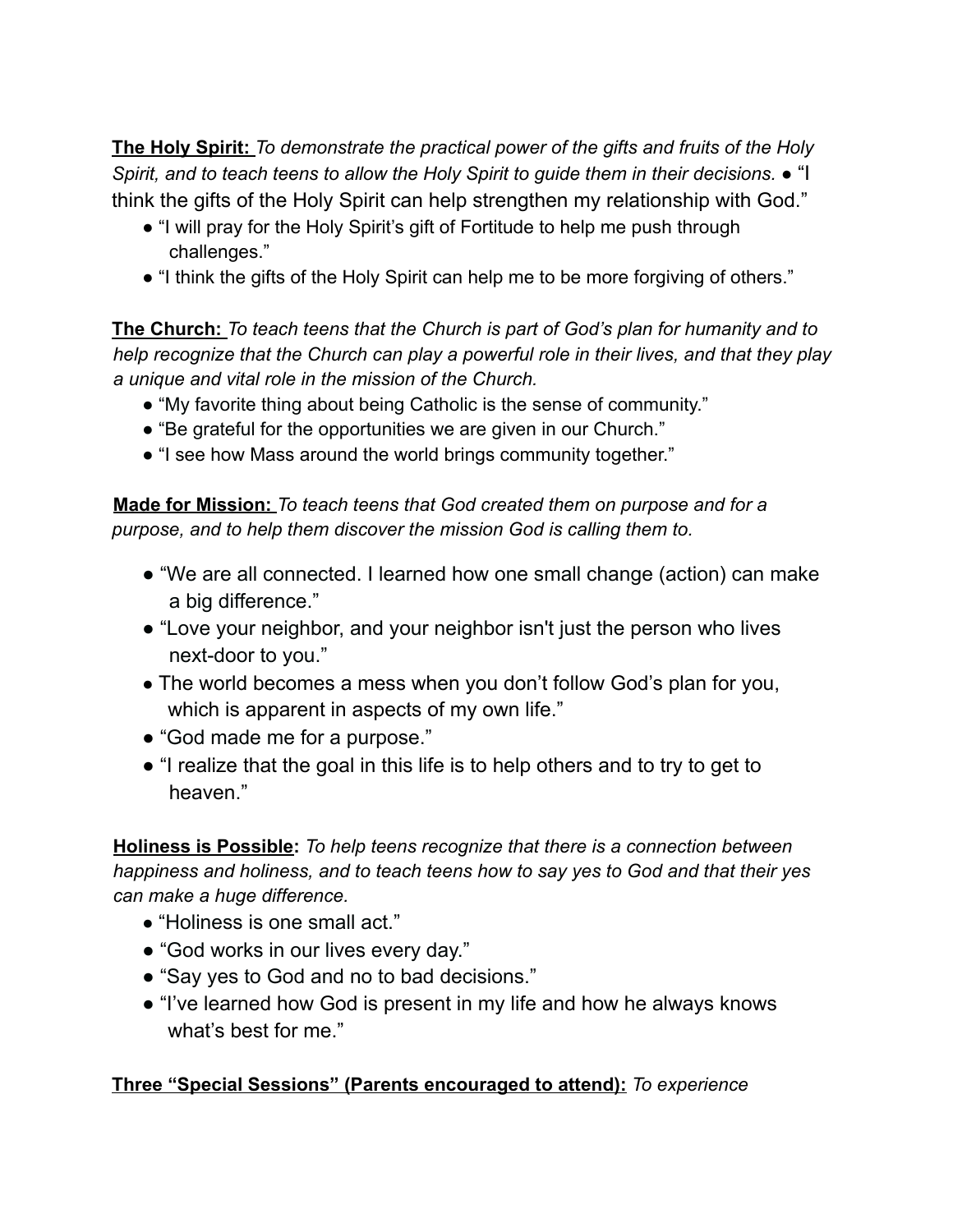**The Holy Spirit:** *To demonstrate the practical power of the gifts and fruits of the Holy Spirit, and to teach teens to allow the Holy Spirit to guide them in their decisions.* ● "I think the gifts of the Holy Spirit can help strengthen my relationship with God."

- "I will pray for the Holy Spirit's gift of Fortitude to help me push through challenges."
- "I think the gifts of the Holy Spirit can help me to be more forgiving of others."

**The Church:** *To teach teens that the Church is part of God's plan for humanity and to help recognize that the Church can play a powerful role in their lives, and that they play a unique and vital role in the mission of the Church.*

- "My favorite thing about being Catholic is the sense of community."
- "Be grateful for the opportunities we are given in our Church."
- "I see how Mass around the world brings community together."

**Made for Mission:** *To teach teens that God created them on purpose and for a purpose, and to help them discover the mission God is calling them to.*

- "We are all connected. I learned how one small change (action) can make a big difference."
- "Love your neighbor, and your neighbor isn't just the person who lives next-door to you."
- The world becomes a mess when you don't follow God's plan for you, which is apparent in aspects of my own life."
- "God made me for a purpose."
- "I realize that the goal in this life is to help others and to try to get to heaven."

**Holiness is Possible:** *To help teens recognize that there is a connection between happiness and holiness, and to teach teens how to say yes to God and that their yes can make a huge difference.*

- "Holiness is one small act."
- "God works in our lives every day."
- "Say yes to God and no to bad decisions."
- "I've learned how God is present in my life and how he always knows what's best for me."

**Three "Special Sessions" (Parents encouraged to attend):** *To experience*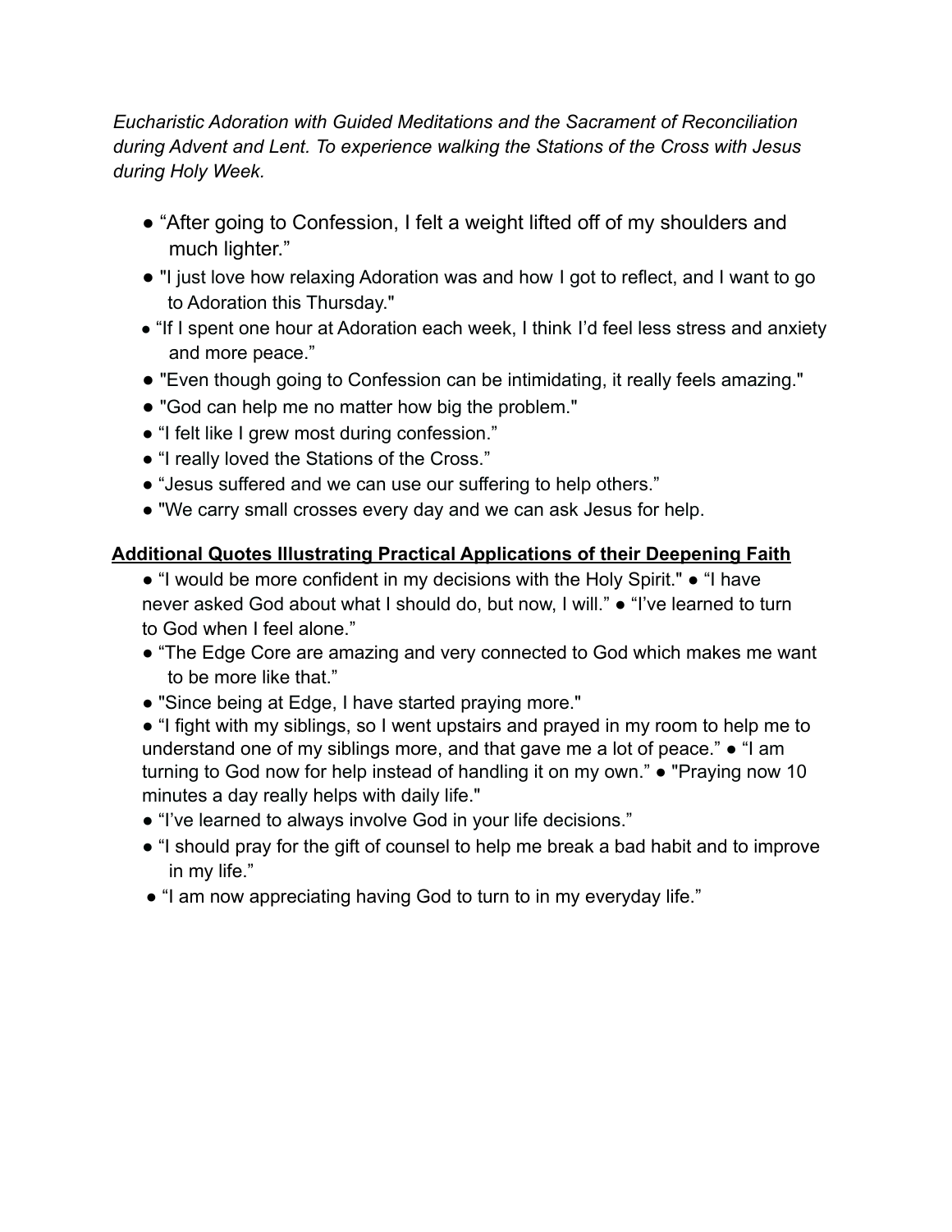*Eucharistic Adoration with Guided Meditations and the Sacrament of Reconciliation during Advent and Lent. To experience walking the Stations of the Cross with Jesus during Holy Week.*

- "After going to Confession, I felt a weight lifted off of my shoulders and much lighter."
- "I just love how relaxing Adoration was and how I got to reflect, and I want to go to Adoration this Thursday."
- "If I spent one hour at Adoration each week, I think I'd feel less stress and anxiety and more peace."
- "Even though going to Confession can be intimidating, it really feels amazing."
- "God can help me no matter how big the problem."
- "I felt like I grew most during confession."
- "I really loved the Stations of the Cross."
- "Jesus suffered and we can use our suffering to help others."
- "We carry small crosses every day and we can ask Jesus for help.

**<u>Additional Quotes Illustrating Practical Applications of their Deepening Faith</u>**

- "I would be more confident in my decisions with the Holy Spirit." ● "I have never asked God about what I should do, but now, I will." ● "I've learned to turn to God when I feel alone."
- "The Edge Core are amazing and very connected to God which makes me want to be more like that."
- "Since being at Edge, I have started praying more."
- "I fight with my siblings, so I went upstairs and prayed in my room to help me to understand one of my siblings more, and that gave me a lot of peace." ● "I am turning to God now for help instead of handling it on my own." ● "Praying now 10 minutes a day really helps with daily life."
- "I've learned to always involve God in your life decisions."
- "I should pray for the gift of counsel to help me break a bad habit and to improve in my life."
- "I am now appreciating having God to turn to in my everyday life."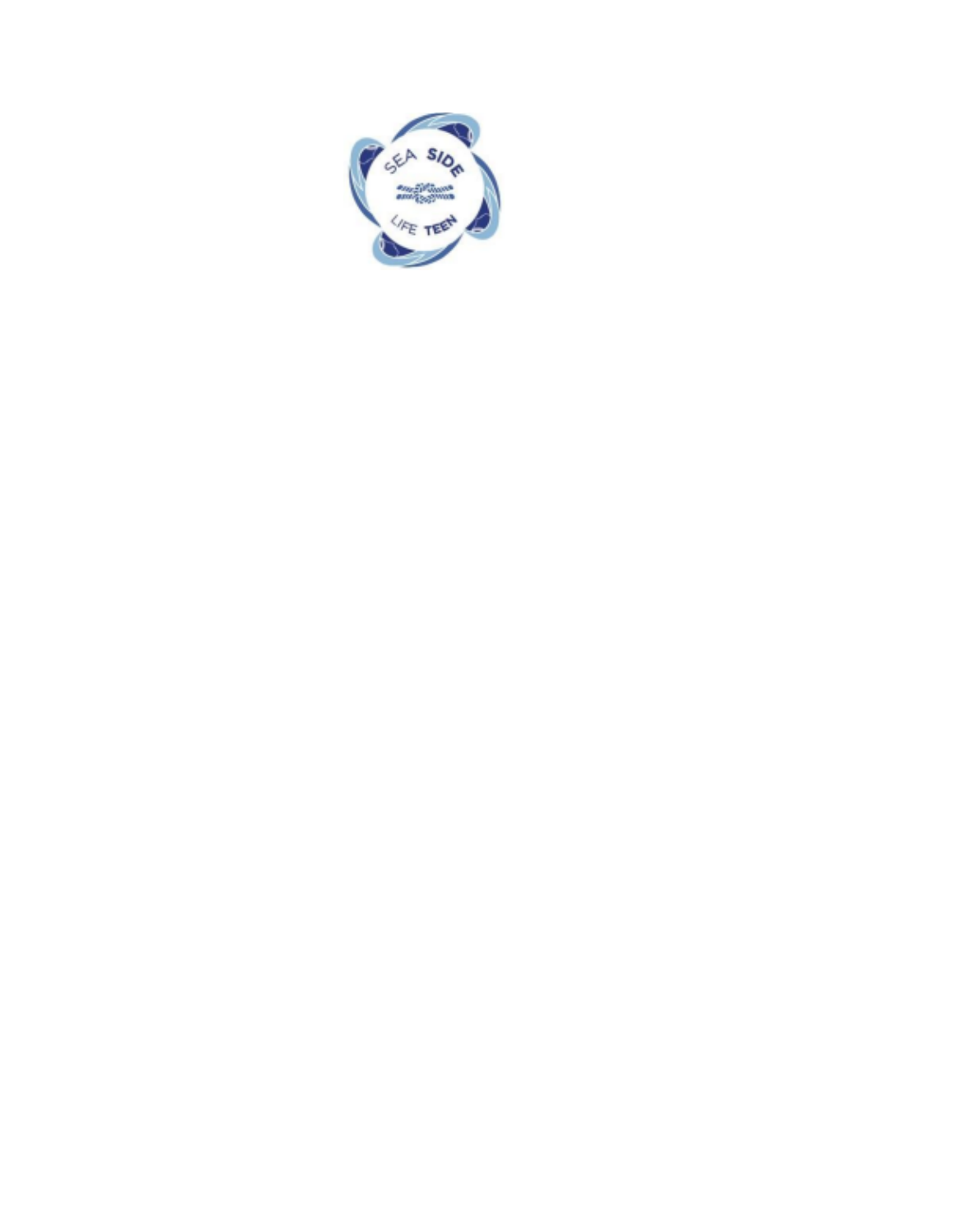SEA SIDE

LIFE TEEN